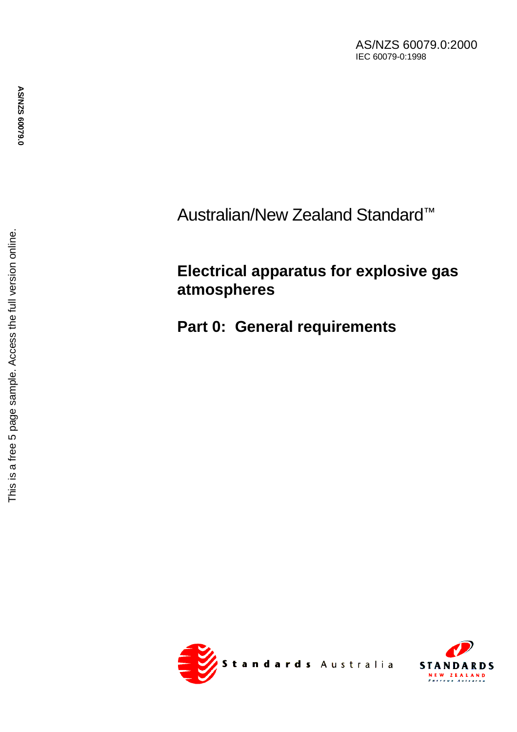AS/NZS 60079.0:2000
IEC 60079-0:1998

Australian/New Zealand Standard™

# Electrical apparatus for explosive gas atmospheres

## Part 0: General requirements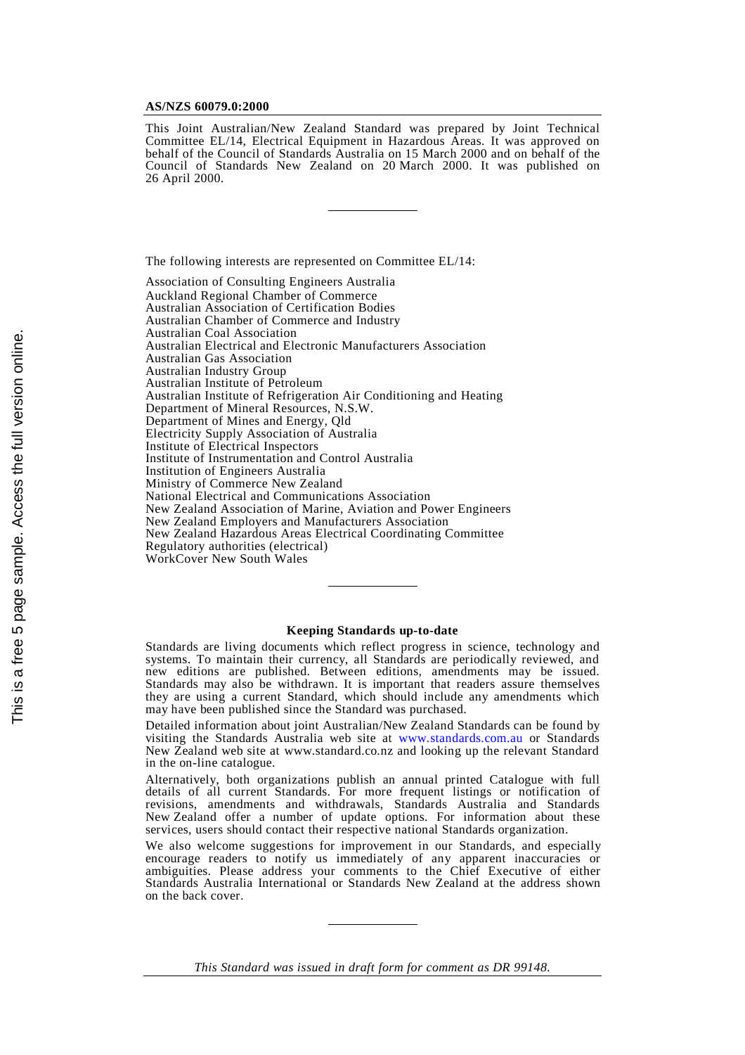**AS/NZS 60079.0:2000**

This Joint Australian/New Zealand Standard was prepared by Joint Technical Committee EL/14, Electrical Equipment in Hazardous Areas. It was approved on behalf of the Council of Standards Australia on 15 March 2000 and on behalf of the Council of Standards New Zealand on 20 March 2000. It was published on 26 April 2000.

---

The following interests are represented on Committee EL/14:

Association of Consulting Engineers Australia
Auckland Regional Chamber of Commerce
Australian Association of Certification Bodies
Australian Chamber of Commerce and Industry
Australian Coal Association
Australian Electrical and Electronic Manufacturers Association
Australian Gas Association
Australian Industry Group
Australian Institute of Petroleum
Australian Institute of Refrigeration Air Conditioning and Heating
Department of Mineral Resources, N.S.W.
Department of Mines and Energy, Qld
Electricity Supply Association of Australia
Institute of Electrical Inspectors
Institute of Instrumentation and Control Australia
Institution of Engineers Australia
Ministry of Commerce New Zealand
National Electrical and Communications Association
New Zealand Association of Marine, Aviation and Power Engineers
New Zealand Employers and Manufacturers Association
New Zealand Hazardous Areas Electrical Coordinating Committee
Regulatory authorities (electrical)
WorkCover New South Wales

---

**Keeping Standards up-to-date**

Standards are living documents which reflect progress in science, technology and systems. To maintain their currency, all Standards are periodically reviewed, and new editions are published. Between editions, amendments may be issued. Standards may also be withdrawn. It is important that readers assure themselves they are using a current Standard, which should include any amendments which may have been published since the Standard was purchased.

Detailed information about joint Australian/New Zealand Standards can be found by visiting the Standards Australia web site at www.standards.com.au or Standards New Zealand web site at www.standard.co.nz and looking up the relevant Standard in the on-line catalogue.

Alternatively, both organizations publish an annual printed Catalogue with full details of all current Standards. For more frequent listings or notification of revisions, amendments and withdrawals, Standards Australia and Standards New Zealand offer a number of update options. For information about these services, users should contact their respective national Standards organization.

We also welcome suggestions for improvement in our Standards, and especially encourage readers to notify us immediately of any apparent inaccuracies or ambiguities. Please address your comments to the Chief Executive of either Standards Australia International or Standards New Zealand at the address shown on the back cover.

---

*This Standard was issued in draft form for comment as DR 99148.*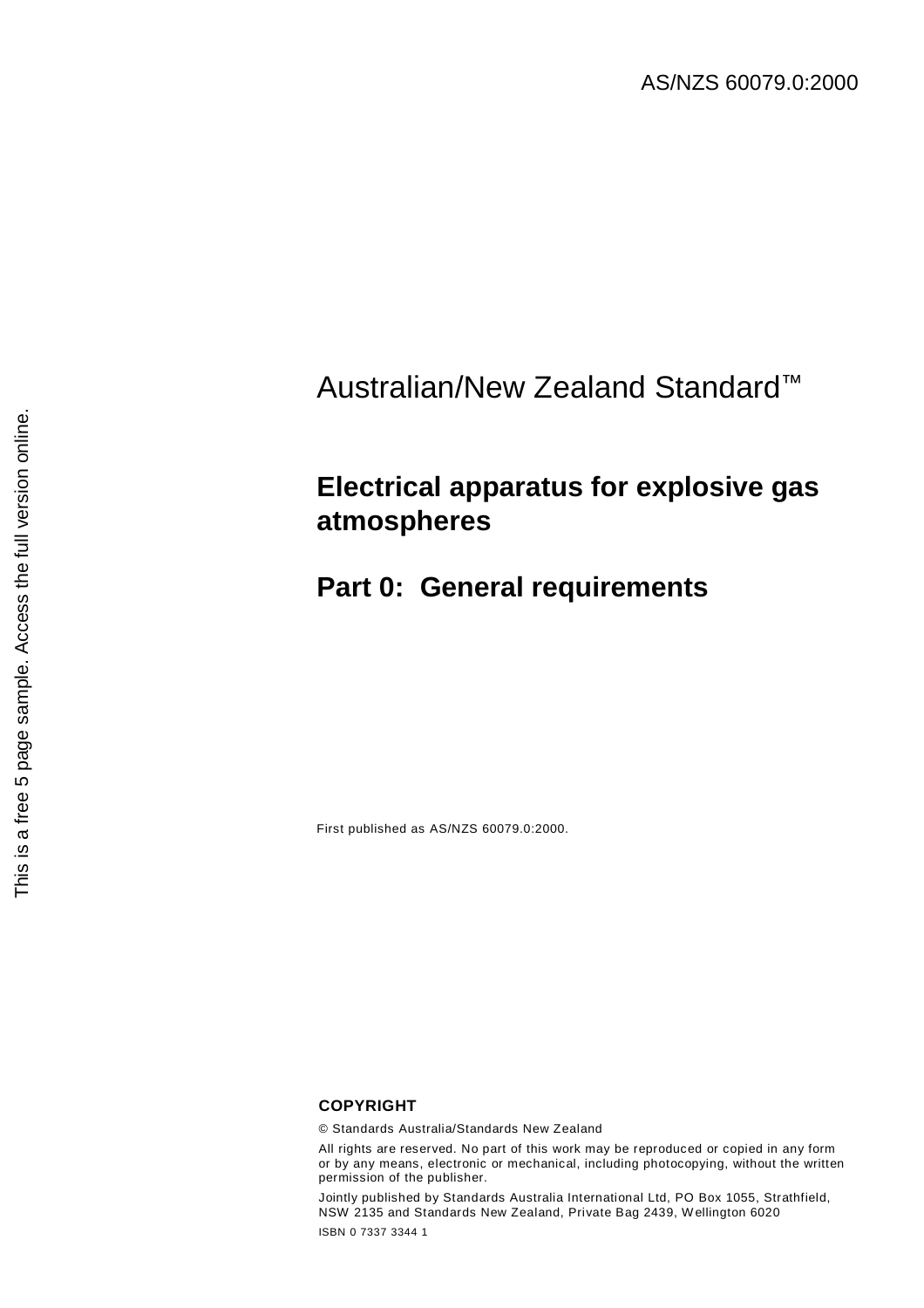AS/NZS 60079.0:2000

Australian/New Zealand Standard™

# Electrical apparatus for explosive gas atmospheres

## Part 0: General requirements

First published as AS/NZS 60079.0:2000.

**COPYRIGHT**

© Standards Australia/Standards New Zealand

All rights are reserved. No part of this work may be reproduced or copied in any form or by any means, electronic or mechanical, including photocopying, without the written permission of the publisher.

Jointly published by Standards Australia International Ltd, PO Box 1055, Strathfield, NSW 2135 and Standards New Zealand, Private Bag 2439, Wellington 6020

ISBN 0 7337 3344 1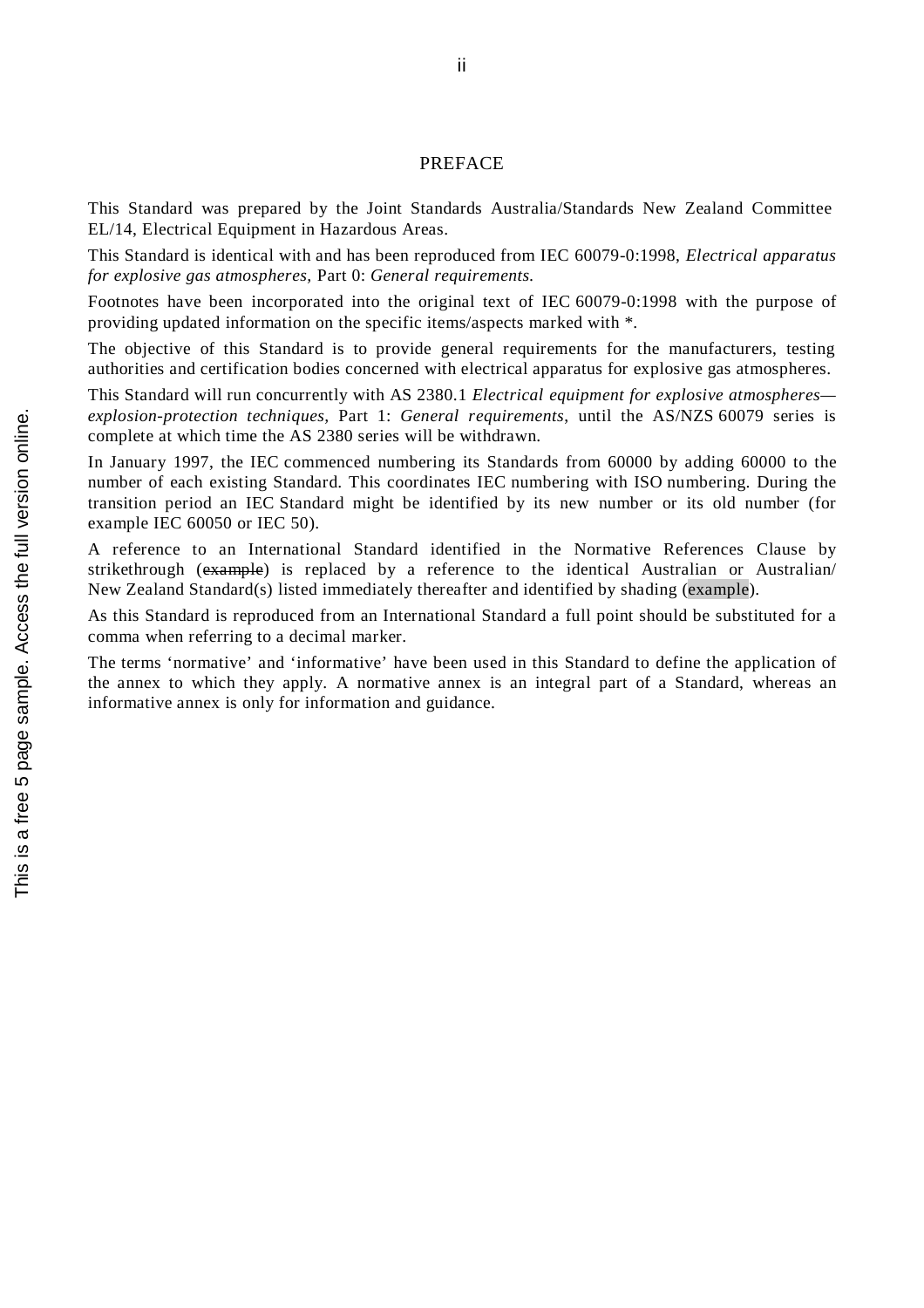# PREFACE

This Standard was prepared by the Joint Standards Australia/Standards New Zealand Committee EL/14, Electrical Equipment in Hazardous Areas.

This Standard is identical with and has been reproduced from IEC 60079-0:1998, *Electrical apparatus for explosive gas atmospheres*, Part 0: *General requirements.*

Footnotes have been incorporated into the original text of IEC 60079-0:1998 with the purpose of providing updated information on the specific items/aspects marked with *.

The objective of this Standard is to provide general requirements for the manufacturers, testing authorities and certification bodies concerned with electrical apparatus for explosive gas atmospheres.

This Standard will run concurrently with AS 2380.1 *Electrical equipment for explosive atmospheres—explosion-protection techniques*, Part 1: *General requirements*, until the AS/NZS 60079 series is complete at which time the AS 2380 series will be withdrawn.

In January 1997, the IEC commenced numbering its Standards from 60000 by adding 60000 to the number of each existing Standard. This coordinates IEC numbering with ISO numbering. During the transition period an IEC Standard might be identified by its new number or its old number (for example IEC 60050 or IEC 50).

A reference to an International Standard identified in the Normative References Clause by strikethrough (~~example~~) is replaced by a reference to the identical Australian or Australian/New Zealand Standard(s) listed immediately thereafter and identified by shading (example).

As this Standard is reproduced from an International Standard a full point should be substituted for a comma when referring to a decimal marker.

The terms 'normative' and 'informative' have been used in this Standard to define the application of the annex to which they apply. A normative annex is an integral part of a Standard, whereas an informative annex is only for information and guidance.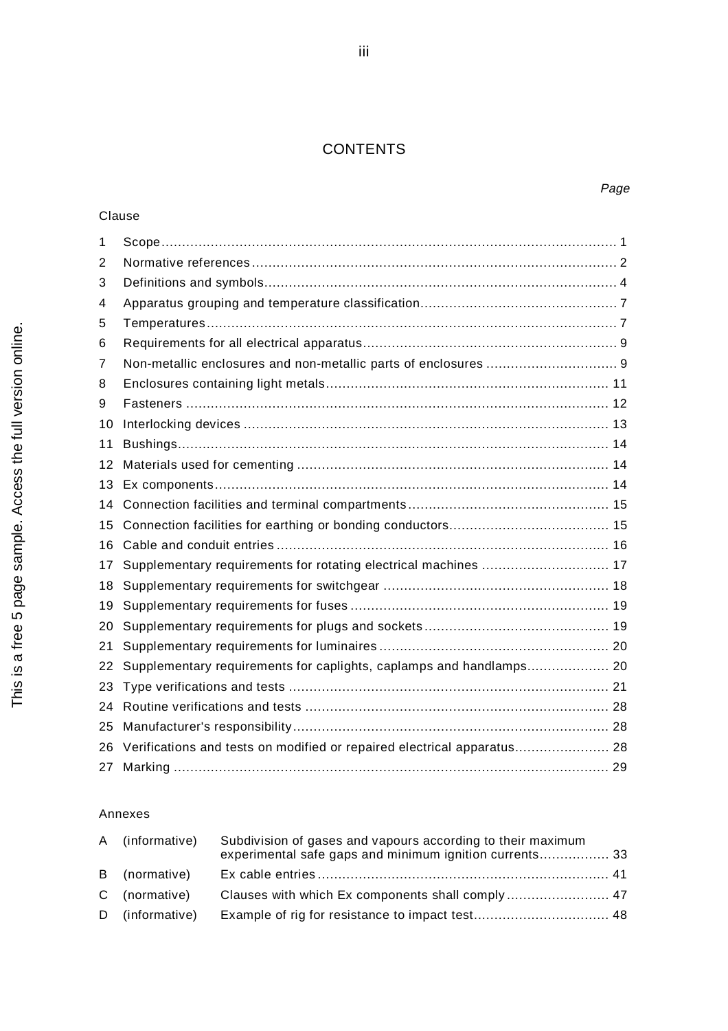# CONTENTS

| Clause | | Page |
|---|---|---|
| 1 | Scope | 1 |
| 2 | Normative references | 2 |
| 3 | Definitions and symbols | 4 |
| 4 | Apparatus grouping and temperature classification | 7 |
| 5 | Temperatures | 7 |
| 6 | Requirements for all electrical apparatus | 9 |
| 7 | Non-metallic enclosures and non-metallic parts of enclosures | 9 |
| 8 | Enclosures containing light metals | 11 |
| 9 | Fasteners | 12 |
| 10 | Interlocking devices | 13 |
| 11 | Bushings | 14 |
| 12 | Materials used for cementing | 14 |
| 13 | Ex components | 14 |
| 14 | Connection facilities and terminal compartments | 15 |
| 15 | Connection facilities for earthing or bonding conductors | 15 |
| 16 | Cable and conduit entries | 16 |
| 17 | Supplementary requirements for rotating electrical machines | 17 |
| 18 | Supplementary requirements for switchgear | 18 |
| 19 | Supplementary requirements for fuses | 19 |
| 20 | Supplementary requirements for plugs and sockets | 19 |
| 21 | Supplementary requirements for luminaires | 20 |
| 22 | Supplementary requirements for caplights, caplamps and handlamps | 20 |
| 23 | Type verifications and tests | 21 |
| 24 | Routine verifications and tests | 28 |
| 25 | Manufacturer's responsibility | 28 |
| 26 | Verifications and tests on modified or repaired electrical apparatus | 28 |
| 27 | Marking | 29 |

Annexes

| | | | |
|---|---|---|---|
| A | (informative) | Subdivision of gases and vapours according to their maximum experimental safe gaps and minimum ignition currents | 33 |
| B | (normative) | Ex cable entries | 41 |
| C | (normative) | Clauses with which Ex components shall comply | 47 |
| D | (informative) | Example of rig for resistance to impact test | 48 |